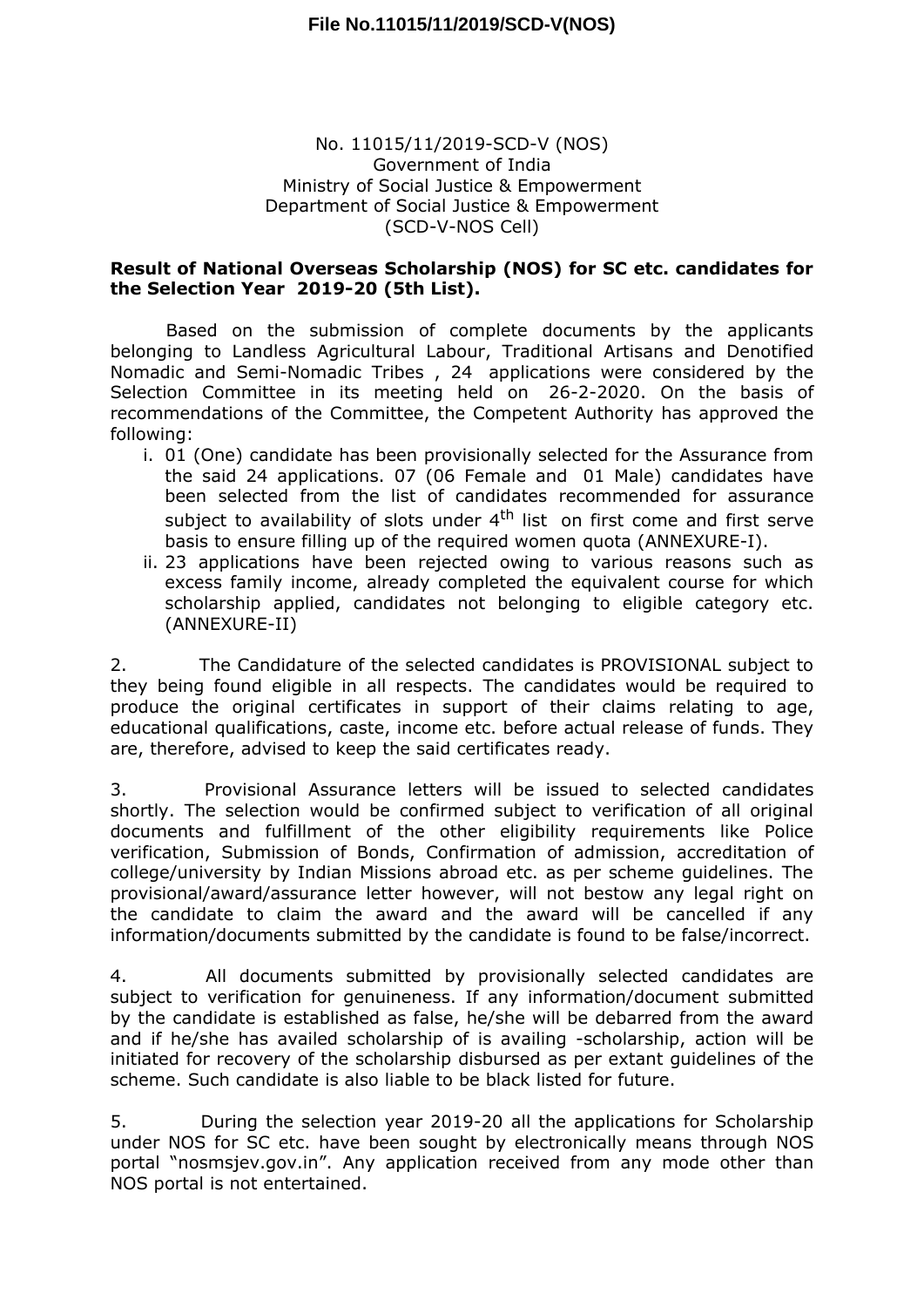No. 11015/11/2019-SCD-V (NOS)
Government of India
Ministry of Social Justice & Empowerment
Department of Social Justice & Empowerment
(SCD-V-NOS Cell)

**Result of National Overseas Scholarship (NOS) for SC etc. candidates for the Selection Year 2019-20 (5th List).**

Based on the submission of complete documents by the applicants belonging to Landless Agricultural Labour, Traditional Artisans and Denotified Nomadic and Semi-Nomadic Tribes , 24 applications were considered by the Selection Committee in its meeting held on 26-2-2020. On the basis of recommendations of the Committee, the Competent Authority has approved the following:

i. 01 (One) candidate has been provisionally selected for the Assurance from the said 24 applications. 07 (06 Female and 01 Male) candidates have been selected from the list of candidates recommended for assurance subject to availability of slots under 4th list on first come and first serve basis to ensure filling up of the required women quota (ANNEXURE-I).
ii. 23 applications have been rejected owing to various reasons such as excess family income, already completed the equivalent course for which scholarship applied, candidates not belonging to eligible category etc. (ANNEXURE-II)

2. The Candidature of the selected candidates is PROVISIONAL subject to they being found eligible in all respects. The candidates would be required to produce the original certificates in support of their claims relating to age, educational qualifications, caste, income etc. before actual release of funds. They are, therefore, advised to keep the said certificates ready.

3. Provisional Assurance letters will be issued to selected candidates shortly. The selection would be confirmed subject to verification of all original documents and fulfillment of the other eligibility requirements like Police verification, Submission of Bonds, Confirmation of admission, accreditation of college/university by Indian Missions abroad etc. as per scheme guidelines. The provisional/award/assurance letter however, will not bestow any legal right on the candidate to claim the award and the award will be cancelled if any information/documents submitted by the candidate is found to be false/incorrect.

4. All documents submitted by provisionally selected candidates are subject to verification for genuineness. If any information/document submitted by the candidate is established as false, he/she will be debarred from the award and if he/she has availed scholarship of is availing -scholarship, action will be initiated for recovery of the scholarship disbursed as per extant guidelines of the scheme. Such candidate is also liable to be black listed for future.

5. During the selection year 2019-20 all the applications for Scholarship under NOS for SC etc. have been sought by electronically means through NOS portal "nosmsjev.gov.in". Any application received from any mode other than NOS portal is not entertained.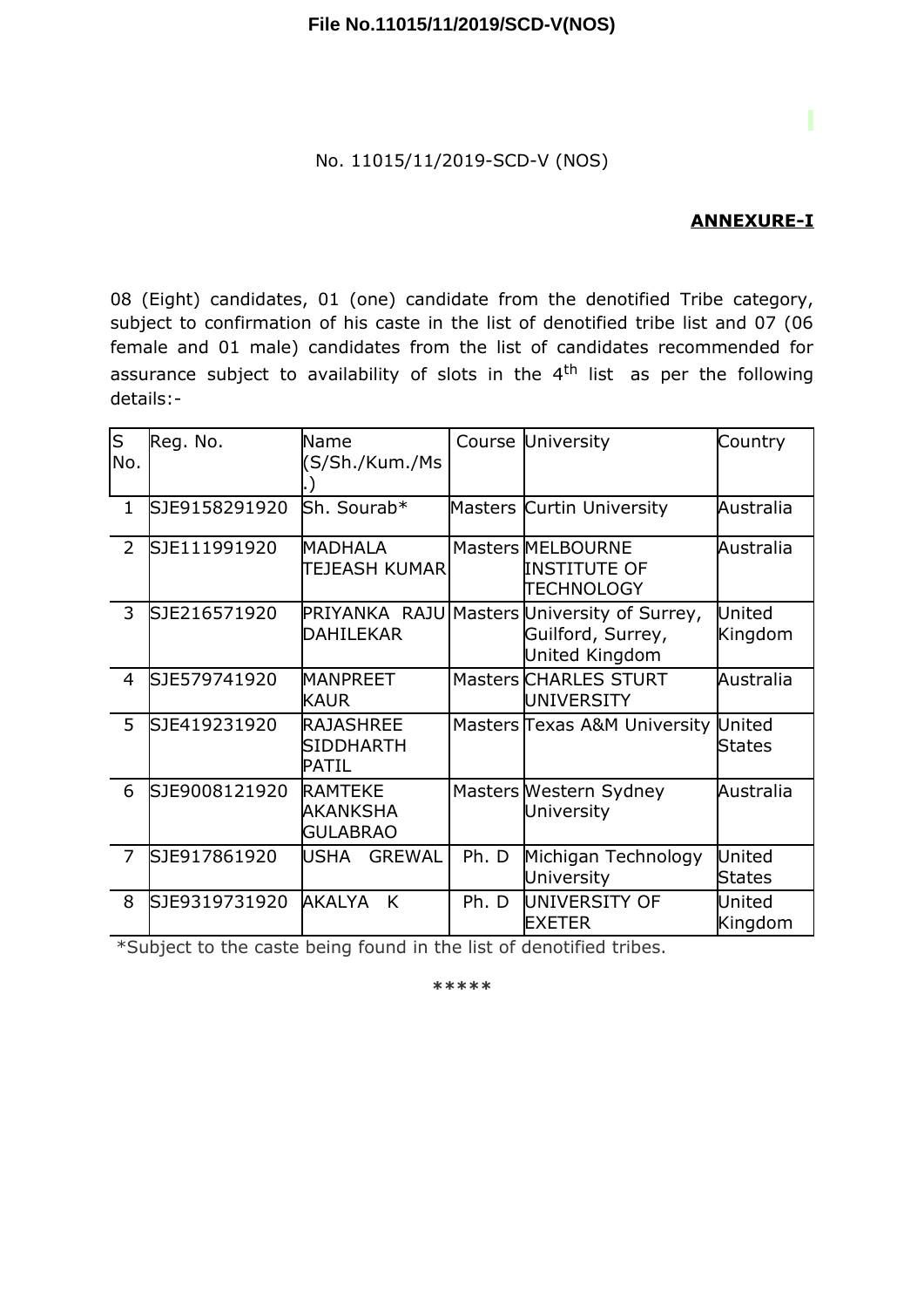No. 11015/11/2019-SCD-V (NOS)

**ANNEXURE-I**

08 (Eight) candidates, 01 (one) candidate from the denotified Tribe category, subject to confirmation of his caste in the list of denotified tribe list and 07 (06 female and 01 male) candidates from the list of candidates recommended for assurance subject to availability of slots in the 4th list as per the following details:-

| S No. | Reg. No. | Name (S/Sh./Kum./Ms.) | Course | University | Country |
|---|---|---|---|---|---|
| 1 | SJE9158291920 | Sh. Sourab* | Masters | Curtin University | Australia |
| 2 | SJE111991920 | MADHALA TEJEASH KUMAR | Masters | MELBOURNE INSTITUTE OF TECHNOLOGY | Australia |
| 3 | SJE216571920 | PRIYANKA RAJU DAHILEKAR | Masters | University of Surrey, Guilford, Surrey, United Kingdom | United Kingdom |
| 4 | SJE579741920 | MANPREET KAUR | Masters | CHARLES STURT UNIVERSITY | Australia |
| 5 | SJE419231920 | RAJASHREE SIDDHARTH PATIL | Masters | Texas A&M University | United States |
| 6 | SJE9008121920 | RAMTEKE AKANKSHA GULABRAO | Masters | Western Sydney University | Australia |
| 7 | SJE917861920 | USHA GREWAL | Ph. D | Michigan Technology University | United States |
| 8 | SJE9319731920 | AKALYA K | Ph. D | UNIVERSITY OF EXETER | United Kingdom |

*Subject to the caste being found in the list of denotified tribes.

*****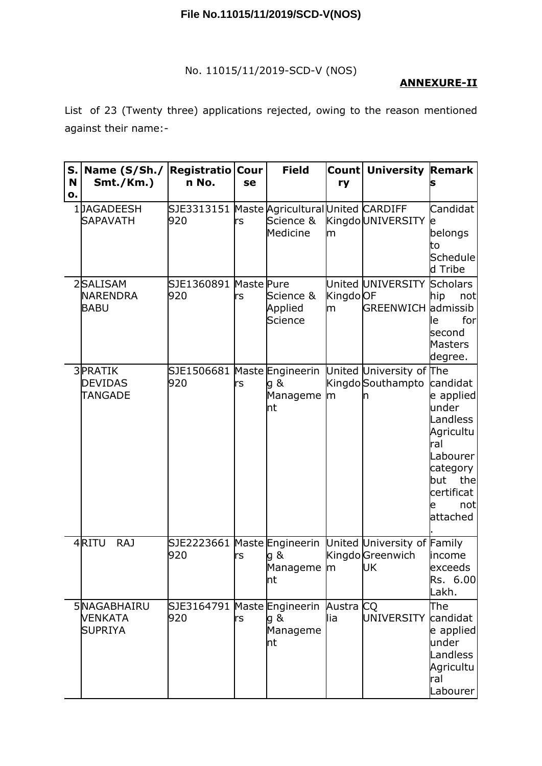**File No.11015/11/2019/SCD-V(NOS)**

No. 11015/11/2019-SCD-V (NOS)

**ANNEXURE-II**

List of 23 (Twenty three) applications rejected, owing to the reason mentioned against their name:-

| S. No. | Name (S/Sh./ Smt./Km.) | Registration No. | Course | Field | Country | University | Remarks |
|---|---|---|---|---|---|---|---|
| 1 | JAGADEESH SAPAVATH | SJE3313151920 | Masters | Agricultural Science & Medicine | United Kingdom | CARDIFF UNIVERSITY | Candidate belongs to Scheduled Tribe |
| 2 | SALISAM NARENDRA BABU | SJE1360891920 | Masters | Pure Science & Applied Science | United Kingdom | UNIVERSITY OF GREENWICH | Scholarship not admissible for second Masters degree. |
| 3 | PRATIK DEVIDAS TANGADE | SJE1506681920 | Masters | Engineering & Management | United Kingdom | University of Southampton | The candidate applied under Landless Agricultural Labourer category but the certificate not attached. |
| 4 | RITU RAJ | SJE2223661920 | Masters | Engineering & Management | United Kingdom | University of Greenwich UK | Family income exceeds Rs. 6.00 Lakh. |
| 5 | NAGABHAIRU VENKATA SUPRIYA | SJE3164791920 | Masters | Engineering & Management | Australia | CQ UNIVERSITY | The candidate applied under Landless Agricultural Labourer |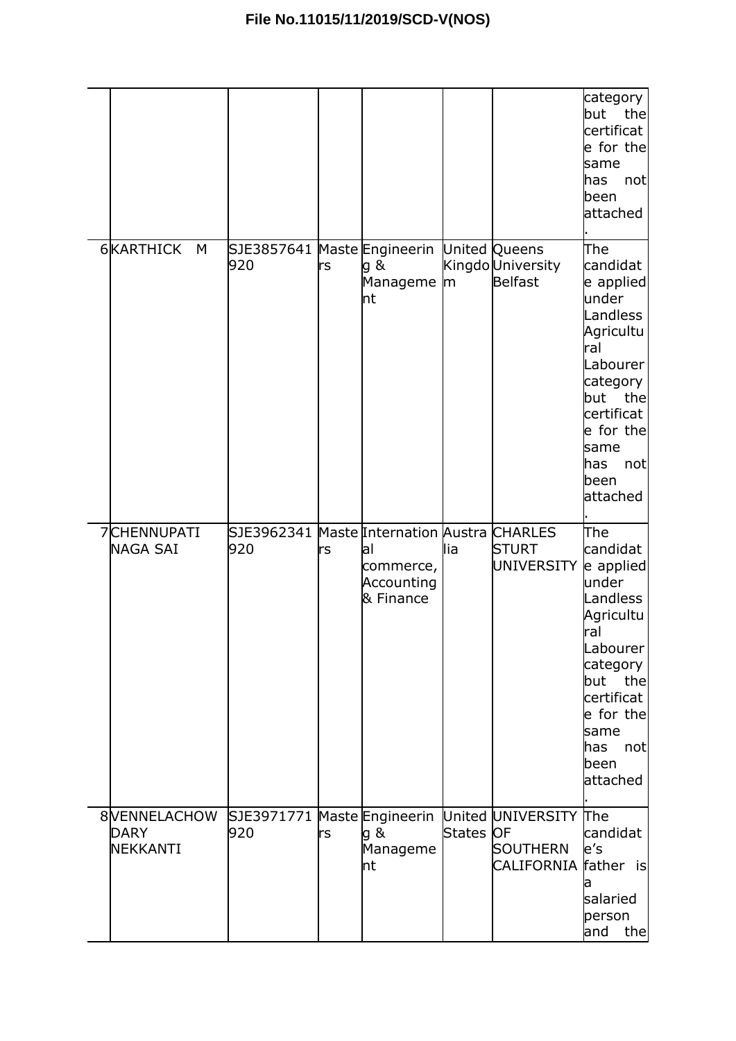File No.11015/11/2019/SCD-V(NOS)

| | | | | | | | |
|---|---|---|---|---|---|---|---|
| | | | | | | | category but the certificate for the same has not been attached. |
| 6 | KARTHICK M | SJE3857641920 | Masters | Engineering & Management | United Kingdom | Queens University Belfast | The candidate applied under Landless Agricultural Labourer category but the certificate for the same has not been attached. |
| 7 | CHENNUPATI NAGA SAI | SJE3962341920 | Masters | International commerce, Accounting & Finance | Australia | CHARLES STURT UNIVERSITY | The candidate applied under Landless Agricultural Labourer category but the certificate for the same has not been attached. |
| 8 | VENNELACHOWDARY NEKKANTI | SJE3971771920 | Masters | Engineering & Management | United States | UNIVERSITY OF SOUTHERN CALIFORNIA | The candidate's father is a salaried person and the |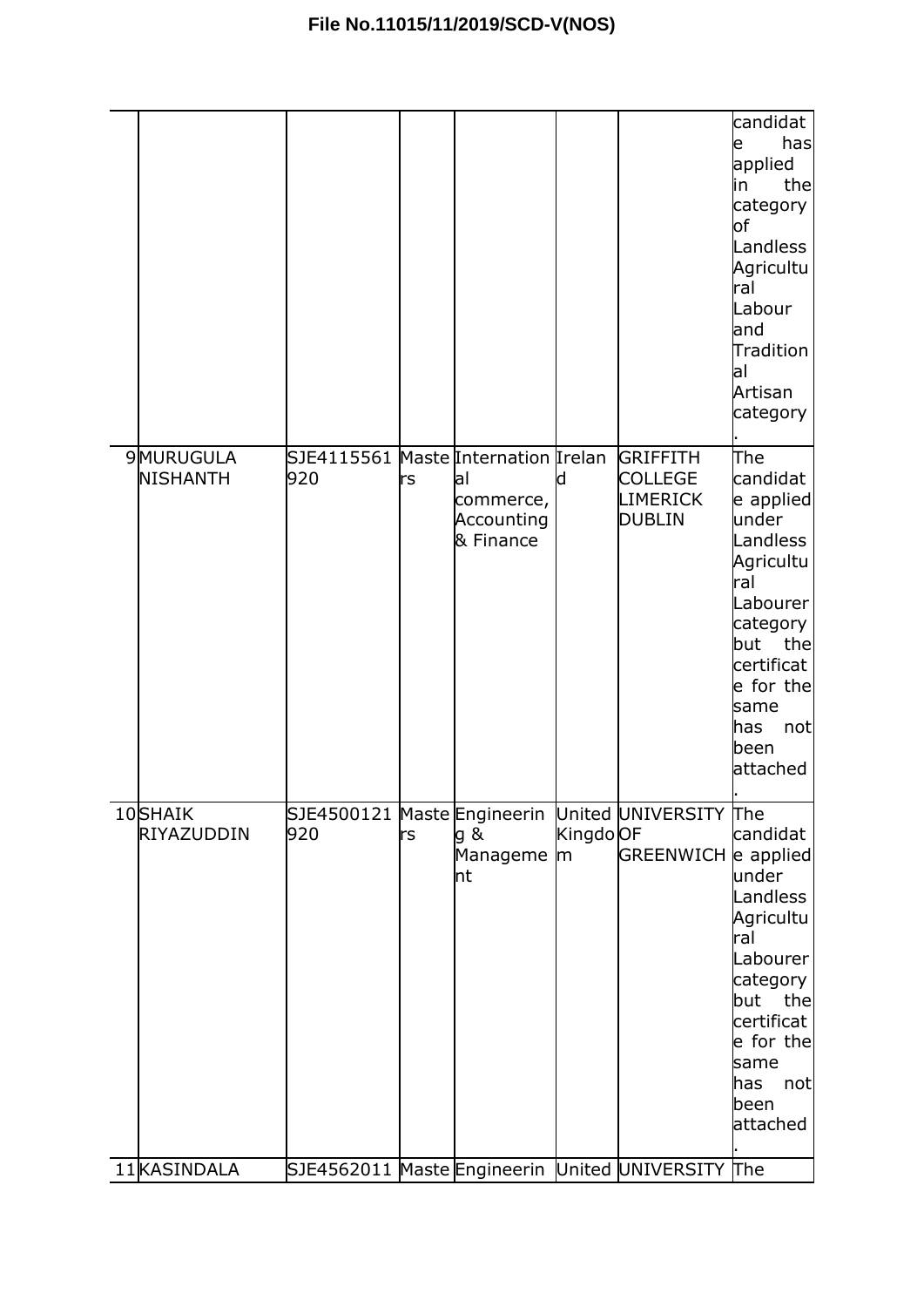File No.11015/11/2019/SCD-V(NOS)

| | | | | | | | |
|---|---|---|---|---|---|---|---|
| | | | | | | | candidate has applied in the category of Landless Agricultural Labour and Traditional Artisan category. |
| 9 | MURUGULA NISHANTH | SJE4115561920 | Masters | International commerce, Accounting & Finance | Ireland | GRIFFITH COLLEGE LIMERICK DUBLIN | The candidate applied under Landless Agricultural Labourer category but the certificate for the same has not been attached. |
| 10 | SHAIK RIYAZUDDIN | SJE4500121920 | Masters | Engineering & Management | United Kingdom | UNIVERSITY OF GREENWICH | The candidate applied under Landless Agricultural Labourer category but the certificate for the same has not been attached. |
| 11 | KASINDALA | SJE4562011 | Maste | Engineerin | United | UNIVERSITY | The |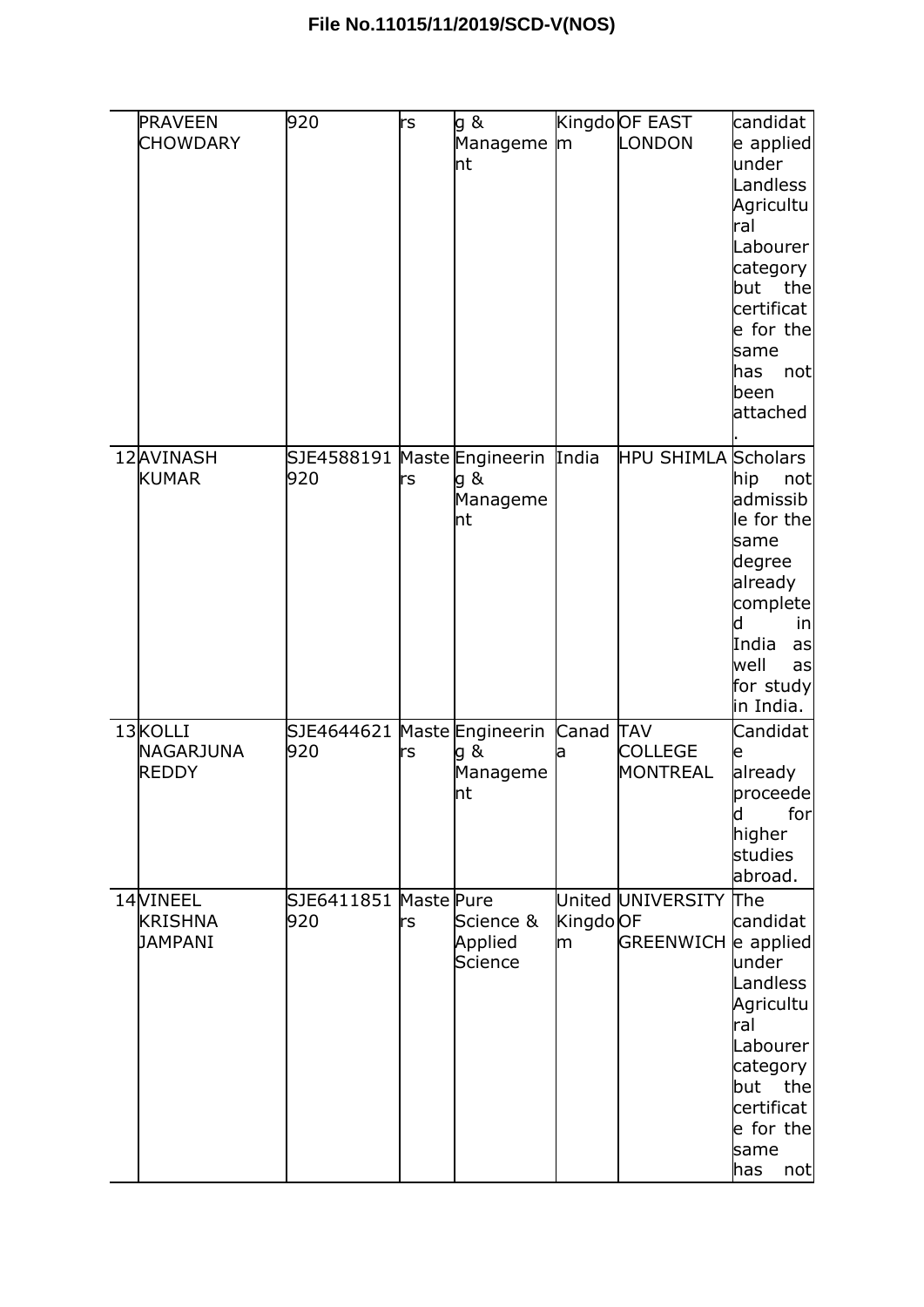File No.11015/11/2019/SCD-V(NOS)

| | | | | | | | |
|---|---|---|---|---|---|---|---|
| | PRAVEEN CHOWDARY | 920 | rs | g & Management | Kingdom | OF EAST LONDON | candidate applied under Landless Agricultural Labourer category but the certificate for the same has not been attached. |
| 12 | AVINASH KUMAR | SJE4588191920 | Masters | Engineering & Management | India | HPU SHIMLA | Scholarship not admissible for the same degree already completed in India as well as for study in India. |
| 13 | KOLLI NAGARJUNA REDDY | SJE4644621920 | Masters | Engineering & Management | Canada | TAV COLLEGE MONTREAL | Candidate already proceeded for higher studies abroad. |
| 14 | VINEEL KRISHNA JAMPANI | SJE6411851920 | Masters | Pure Science & Applied Science | United Kingdom | UNIVERSITY OF GREENWICH | The candidate applied under Landless Agricultural Labourer category but the certificate for the same has not |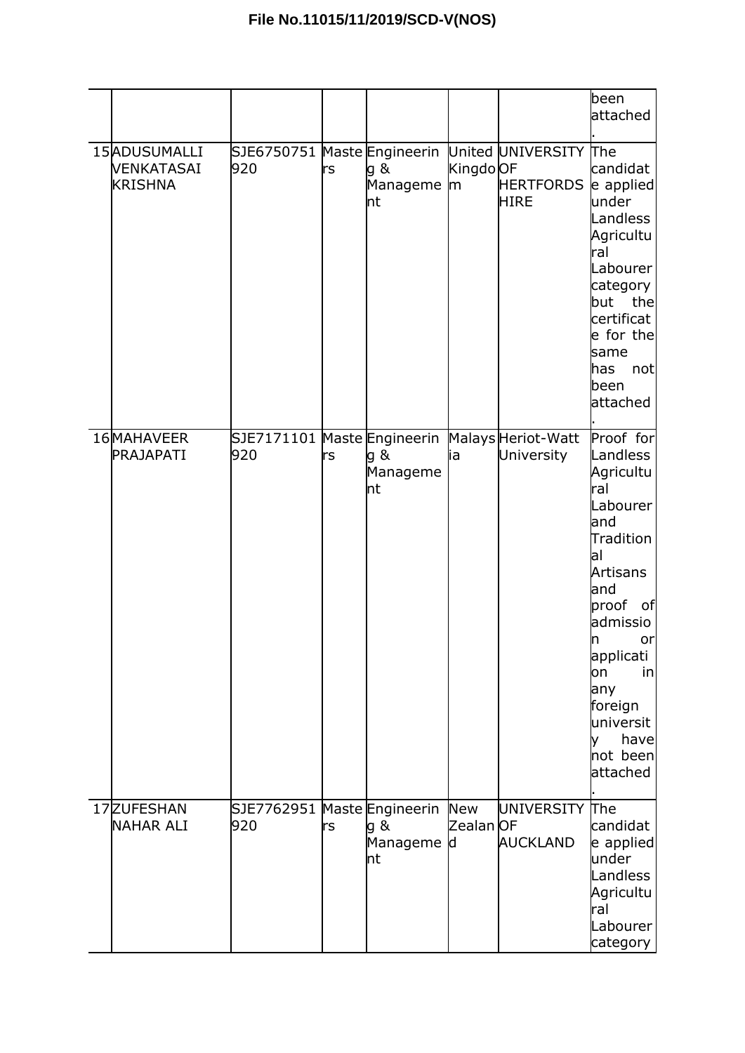| | | | | | | | been attached. |
|---|---|---|---|---|---|---|---|
| 15 | ADUSUMALLI VENKATASAI KRISHNA | SJE6750751920 | Masters | Engineering & Management | United Kingdom | UNIVERSITY OF HERTFORDSHIRE | The candidate applied under Landless Agricultural Labourer category but the certificate for the same has not been attached. |
| 16 | MAHAVEER PRAJAPATI | SJE7171101920 | Masters | Engineering & Management | Malaysia | Heriot-Watt University | Proof for Landless Agricultural Labourer and Traditional Artisans and proof of admission or application in any foreign university have not been attached. |
| 17 | ZUFESHAN NAHAR ALI | SJE7762951920 | Masters | Engineering & Management | New Zealand | UNIVERSITY OF AUCKLAND | The candidate applied under Landless Agricultural Labourer category |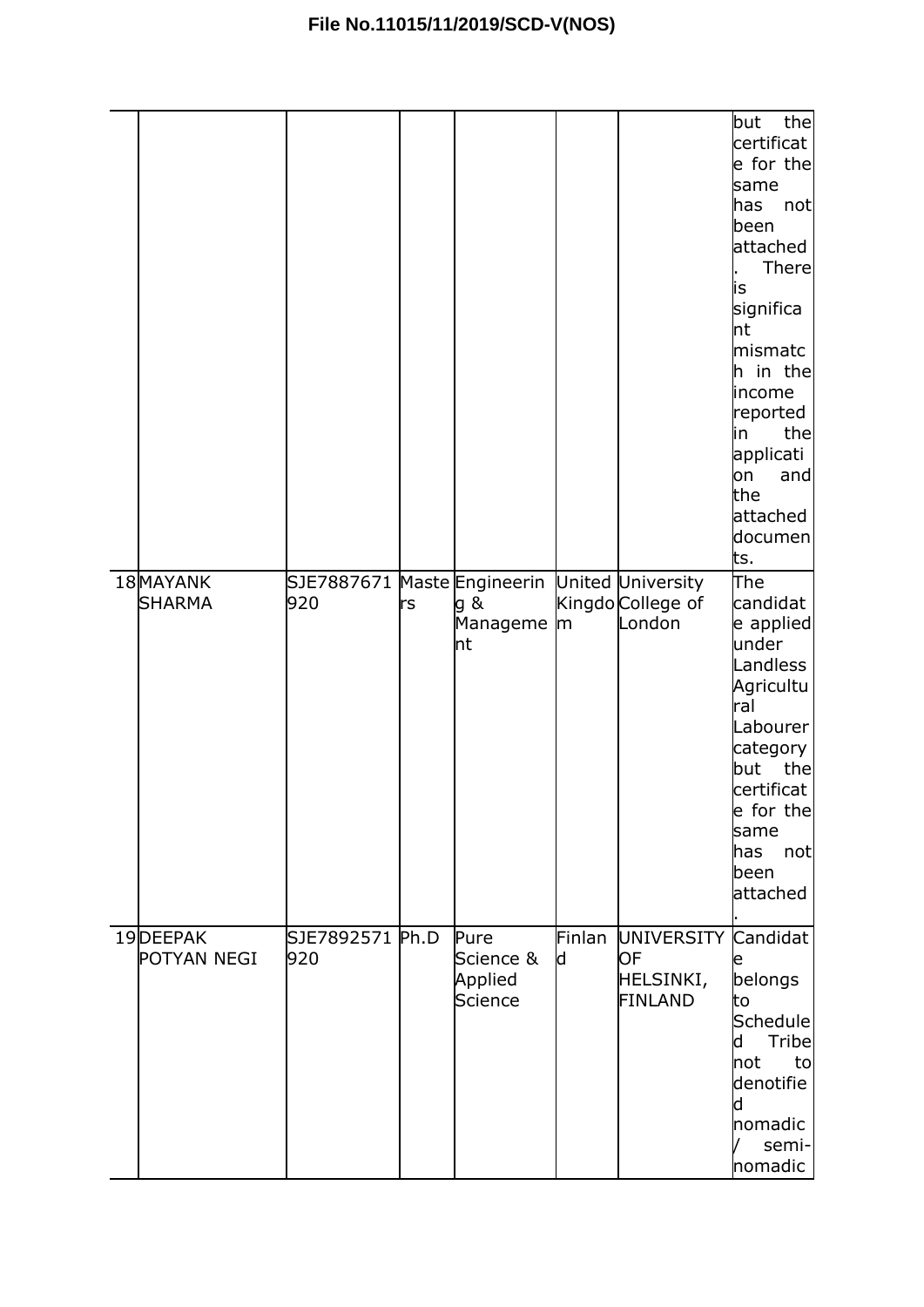File No.11015/11/2019/SCD-V(NOS)

| | | | | | | | |
|---|---|---|---|---|---|---|---|
| | | | | | | | but the certificate for the same has not been attached. There is significant mismatch in the income reported in the application and the attached documents. |
| 18 | MAYANK SHARMA | SJE7887671920 | Masters | Engineering & Management | United Kingdom | University College of London | The candidate applied under Landless Agricultural Labourer category but the certificate for the same has not been attached. |
| 19 | DEEPAK POTYAN NEGI | SJE7892571920 | Ph.D | Pure Science & Applied Science | Finland | UNIVERSITY OF HELSINKI, FINLAND | Candidate belongs to Scheduled Tribe not to denotified nomadic / semi-nomadic |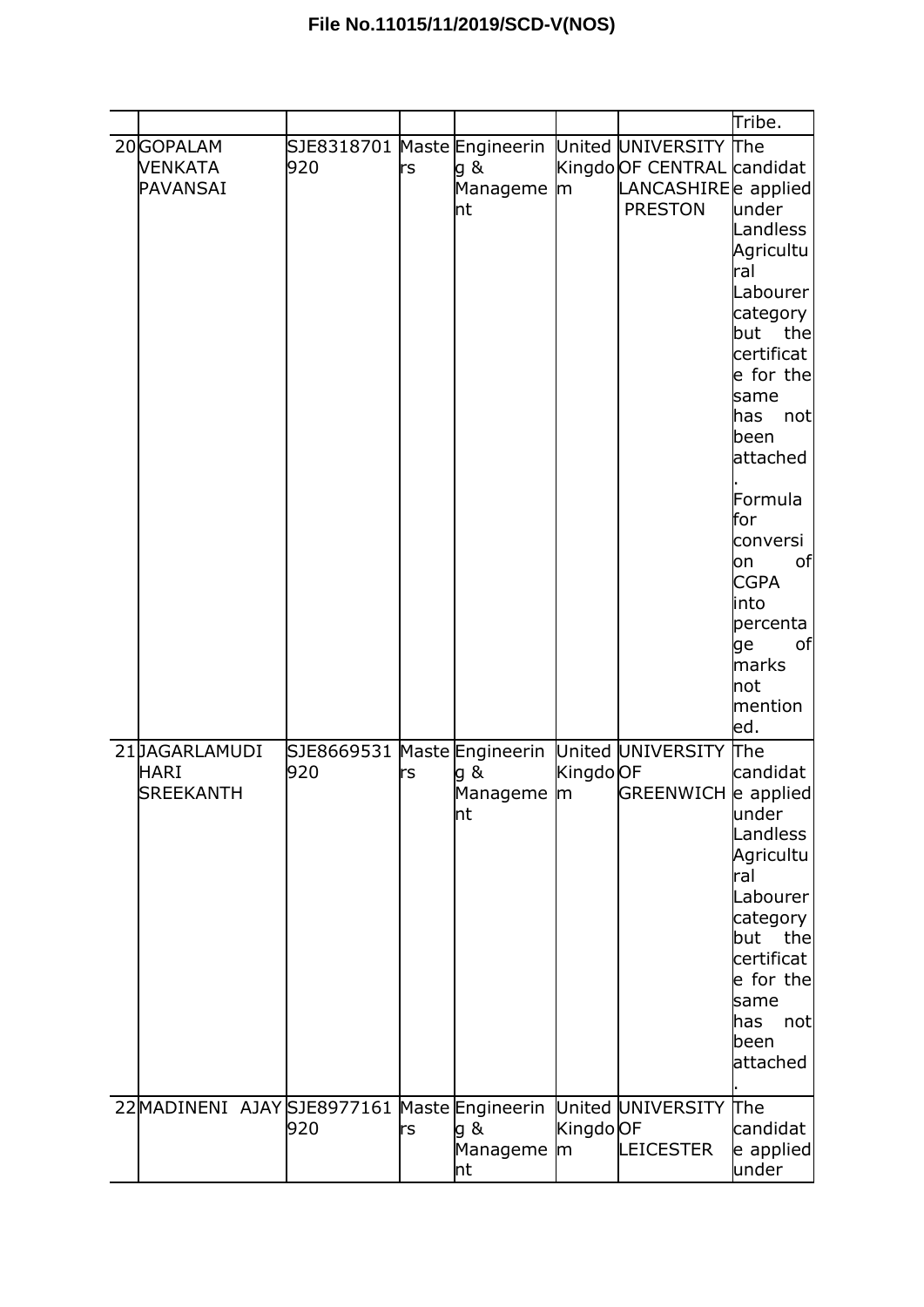File No.11015/11/2019/SCD-V(NOS)

| | | | | | | | |
|---|---|---|---|---|---|---|---|
| | | | | | | | Tribe. |
| 20 | GOPALAM VENKATA PAVANSAI | SJE8318701920 | Masters | Engineering & Management | United Kingdom | UNIVERSITY OF CENTRAL LANCASHIRE PRESTON | The candidate applied under Landless Agricultural Labourer category but the certificate for the same has not been attached. Formula for conversion of CGPA into percentage of marks not mentioned. |
| 21 | JAGARLAMUDI HARI SREEKANTH | SJE8669531920 | Masters | Engineering & Management | United Kingdom | UNIVERSITY OF GREENWICH | The candidate applied under Landless Agricultural Labourer category but the certificate for the same has not been attached. |
| 22 | MADINENI AJAY | SJE8977161920 | Masters | Engineering & Management | United Kingdom | UNIVERSITY OF LEICESTER | The candidate applied under |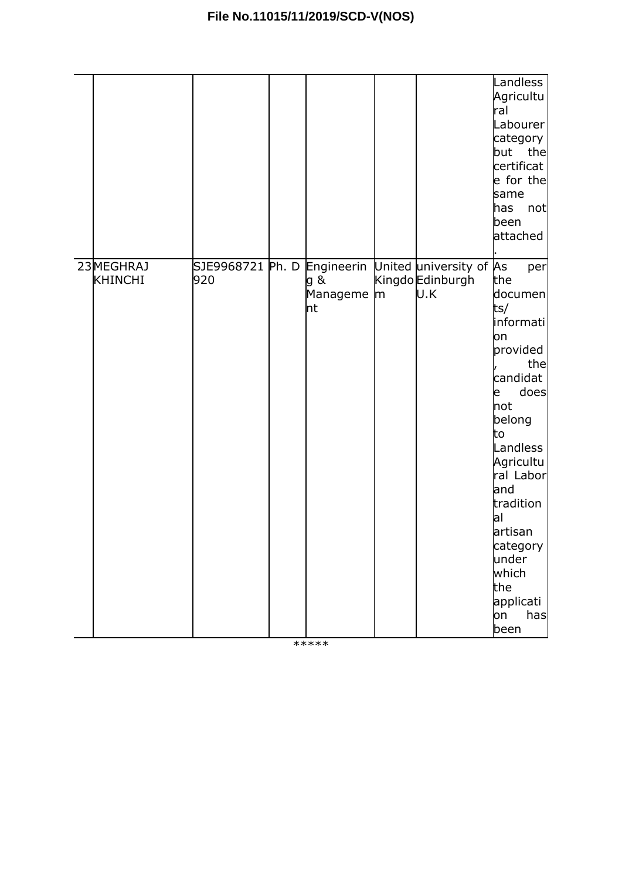| | | | | | | | |
|---|---|---|---|---|---|---|---|
| | | | | | | | Landless Agricultural Labourer category but the certificate for the same has not been attached. |
| 23 | MEGHRAJ KHINCHI | SJE9968721920 | Ph. D | Engineering & Management | United Kingdom | university of Edinburgh U.K | As per the documents/ information provided, the candidate does not belong to Landless Agricultural Labor and traditional artisan category under which the application has been |

*****